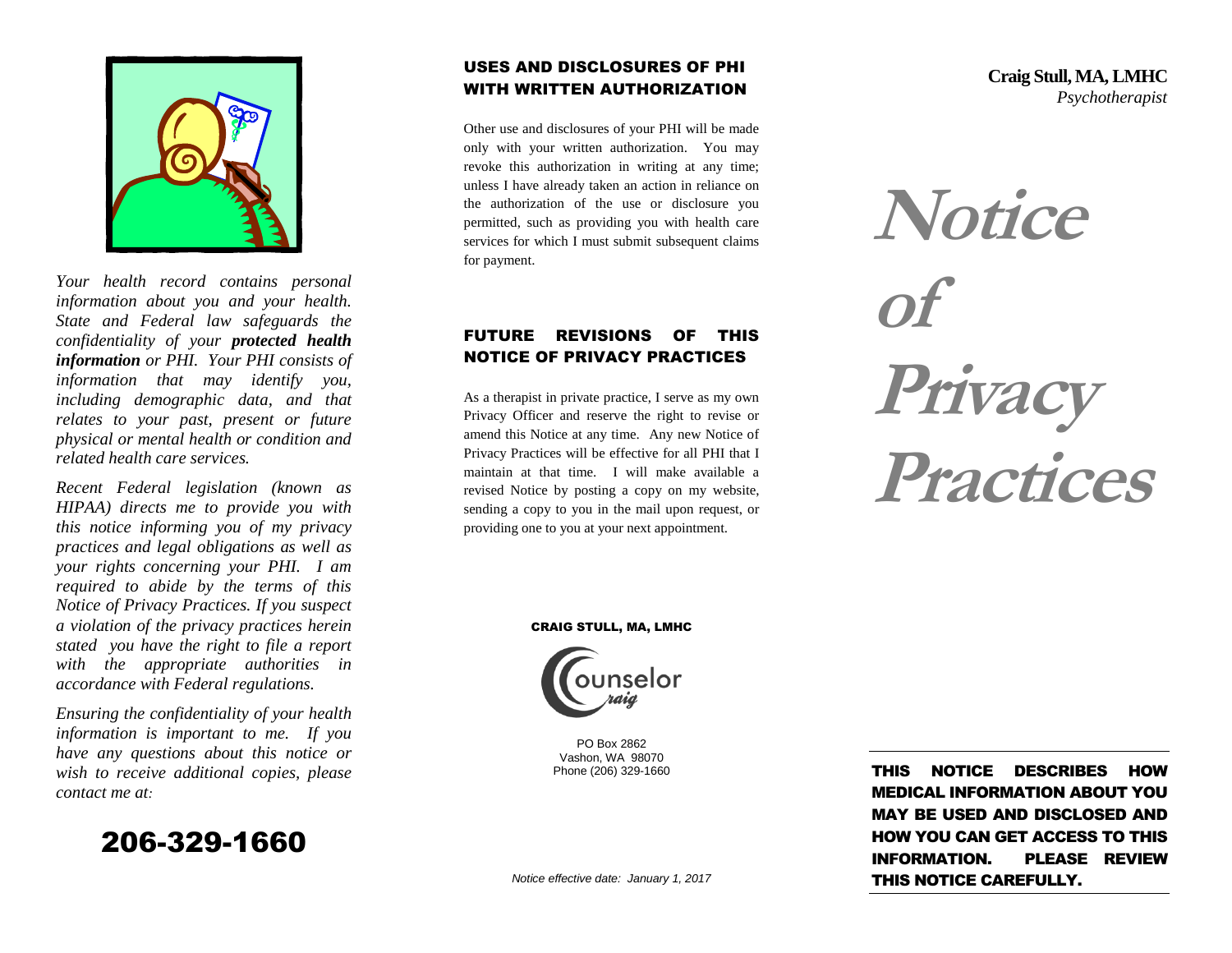*Your health record contains personal information about you and your health. State and Federal law safeguards the confidentiality of your* ***protected health information*** *or PHI. Your PHI consists of information that may identify you, including demographic data, and that relates to your past, present or future physical or mental health or condition and related health care services.*

*Recent Federal legislation (known as HIPAA) directs me to provide you with this notice informing you of my privacy practices and legal obligations as well as your rights concerning your PHI. I am required to abide by the terms of this Notice of Privacy Practices. If you suspect a violation of the privacy practices herein stated you have the right to file a report with the appropriate authorities in accordance with Federal regulations.*

*Ensuring the confidentiality of your health information is important to me. If you have any questions about this notice or wish to receive additional copies, please contact me at:*

## 206-329-1660

## USES AND DISCLOSURES OF PHI WITH WRITTEN AUTHORIZATION

Other use and disclosures of your PHI will be made only with your written authorization. You may revoke this authorization in writing at any time; unless I have already taken an action in reliance on the authorization of the use or disclosure you permitted, such as providing you with health care services for which I must submit subsequent claims for payment.

## FUTURE REVISIONS OF THIS NOTICE OF PRIVACY PRACTICES

As a therapist in private practice, I serve as my own Privacy Officer and reserve the right to revise or amend this Notice at any time. Any new Notice of Privacy Practices will be effective for all PHI that I maintain at that time. I will make available a revised Notice by posting a copy on my website, sending a copy to you in the mail upon request, or providing one to you at your next appointment.

**CRAIG STULL, MA, LMHC**

Counselor Craig

PO Box 2862
Vashon, WA 98070
Phone (206) 329-1660

*Notice effective date: January 1, 2017*

**Craig Stull, MA, LMHC**
*Psychotherapist*

# Notice of Privacy Practices

**THIS NOTICE DESCRIBES HOW MEDICAL INFORMATION ABOUT YOU MAY BE USED AND DISCLOSED AND HOW YOU CAN GET ACCESS TO THIS INFORMATION. PLEASE REVIEW THIS NOTICE CAREFULLY.**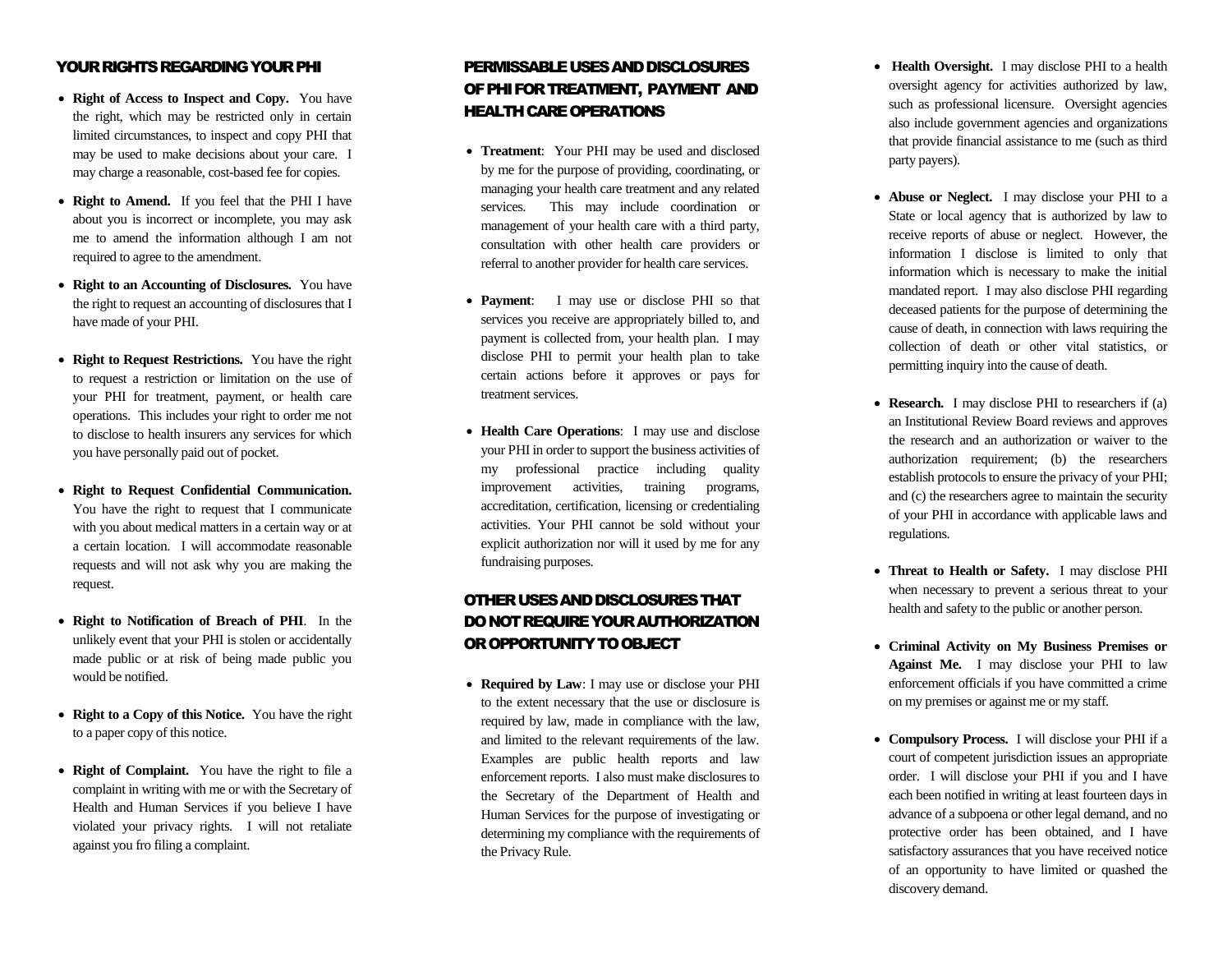## YOUR RIGHTS REGARDING YOUR PHI

- **Right of Access to Inspect and Copy.** You have the right, which may be restricted only in certain limited circumstances, to inspect and copy PHI that may be used to make decisions about your care. I may charge a reasonable, cost-based fee for copies.
- **Right to Amend.** If you feel that the PHI I have about you is incorrect or incomplete, you may ask me to amend the information although I am not required to agree to the amendment.
- **Right to an Accounting of Disclosures.** You have the right to request an accounting of disclosures that I have made of your PHI.
- **Right to Request Restrictions.** You have the right to request a restriction or limitation on the use of your PHI for treatment, payment, or health care operations. This includes your right to order me not to disclose to health insurers any services for which you have personally paid out of pocket.
- **Right to Request Confidential Communication.** You have the right to request that I communicate with you about medical matters in a certain way or at a certain location. I will accommodate reasonable requests and will not ask why you are making the request.
- **Right to Notification of Breach of PHI**. In the unlikely event that your PHI is stolen or accidentally made public or at risk of being made public you would be notified.
- **Right to a Copy of this Notice.** You have the right to a paper copy of this notice.
- **Right of Complaint.** You have the right to file a complaint in writing with me or with the Secretary of Health and Human Services if you believe I have violated your privacy rights. I will not retaliate against you fro filing a complaint.

## PERMISSABLE USES AND DISCLOSURES OF PHI FOR TREATMENT, PAYMENT AND HEALTH CARE OPERATIONS

- **Treatment**: Your PHI may be used and disclosed by me for the purpose of providing, coordinating, or managing your health care treatment and any related services. This may include coordination or management of your health care with a third party, consultation with other health care providers or referral to another provider for health care services.
- **Payment**: I may use or disclose PHI so that services you receive are appropriately billed to, and payment is collected from, your health plan. I may disclose PHI to permit your health plan to take certain actions before it approves or pays for treatment services.
- **Health Care Operations**: I may use and disclose your PHI in order to support the business activities of my professional practice including quality improvement activities, training programs, accreditation, certification, licensing or credentialing activities. Your PHI cannot be sold without your explicit authorization nor will it used by me for any fundraising purposes.

## OTHER USES AND DISCLOSURES THAT DO NOT REQUIRE YOUR AUTHORIZATION OR OPPORTUNITY TO OBJECT

- **Required by Law**: I may use or disclose your PHI to the extent necessary that the use or disclosure is required by law, made in compliance with the law, and limited to the relevant requirements of the law. Examples are public health reports and law enforcement reports. I also must make disclosures to the Secretary of the Department of Health and Human Services for the purpose of investigating or determining my compliance with the requirements of the Privacy Rule.
- **Health Oversight.** I may disclose PHI to a health oversight agency for activities authorized by law, such as professional licensure. Oversight agencies also include government agencies and organizations that provide financial assistance to me (such as third party payers).
- **Abuse or Neglect.** I may disclose your PHI to a State or local agency that is authorized by law to receive reports of abuse or neglect. However, the information I disclose is limited to only that information which is necessary to make the initial mandated report. I may also disclose PHI regarding deceased patients for the purpose of determining the cause of death, in connection with laws requiring the collection of death or other vital statistics, or permitting inquiry into the cause of death.
- **Research.** I may disclose PHI to researchers if (a) an Institutional Review Board reviews and approves the research and an authorization or waiver to the authorization requirement; (b) the researchers establish protocols to ensure the privacy of your PHI; and (c) the researchers agree to maintain the security of your PHI in accordance with applicable laws and regulations.
- **Threat to Health or Safety.** I may disclose PHI when necessary to prevent a serious threat to your health and safety to the public or another person.
- **Criminal Activity on My Business Premises or Against Me.** I may disclose your PHI to law enforcement officials if you have committed a crime on my premises or against me or my staff.
- **Compulsory Process.** I will disclose your PHI if a court of competent jurisdiction issues an appropriate order. I will disclose your PHI if you and I have each been notified in writing at least fourteen days in advance of a subpoena or other legal demand, and no protective order has been obtained, and I have satisfactory assurances that you have received notice of an opportunity to have limited or quashed the discovery demand.